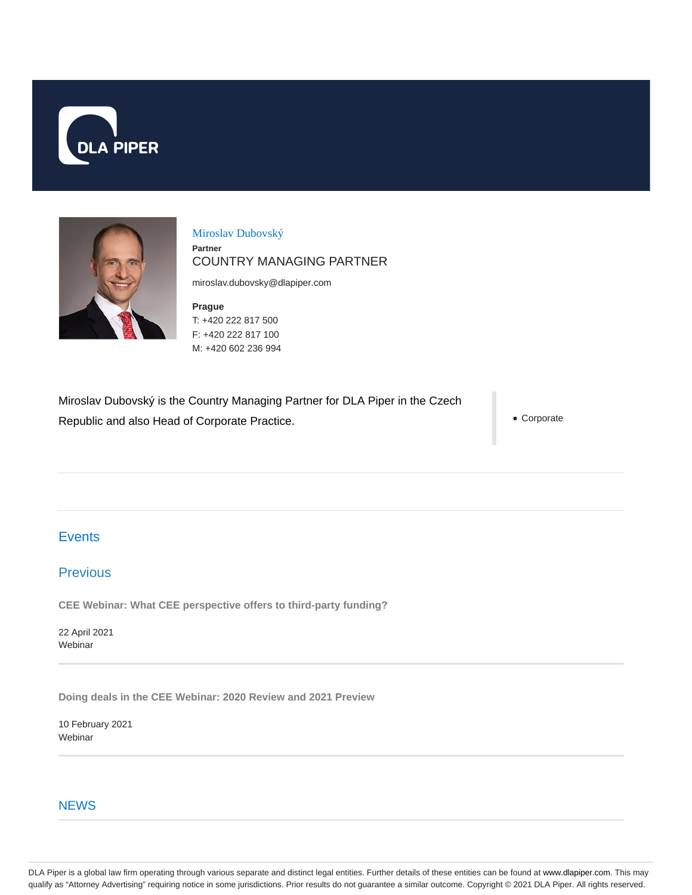DLA PIPER

# Miroslav Dubovský

**Partner**

COUNTRY MANAGING PARTNER

miroslav.dubovsky@dlapiper.com

**Prague**

T: +420 222 817 500

F: +420 222 817 100

M: +420 602 236 994

Miroslav Dubovský is the Country Managing Partner for DLA Piper in the Czech Republic and also Head of Corporate Practice.

- Corporate

## Events

## Previous

**CEE Webinar: What CEE perspective offers to third-party funding?**

22 April 2021
Webinar

**Doing deals in the CEE Webinar: 2020 Review and 2021 Preview**

10 February 2021
Webinar

## NEWS

DLA Piper is a global law firm operating through various separate and distinct legal entities. Further details of these entities can be found at www.dlapiper.com. This may qualify as "Attorney Advertising" requiring notice in some jurisdictions. Prior results do not guarantee a similar outcome. Copyright © 2021 DLA Piper. All rights reserved.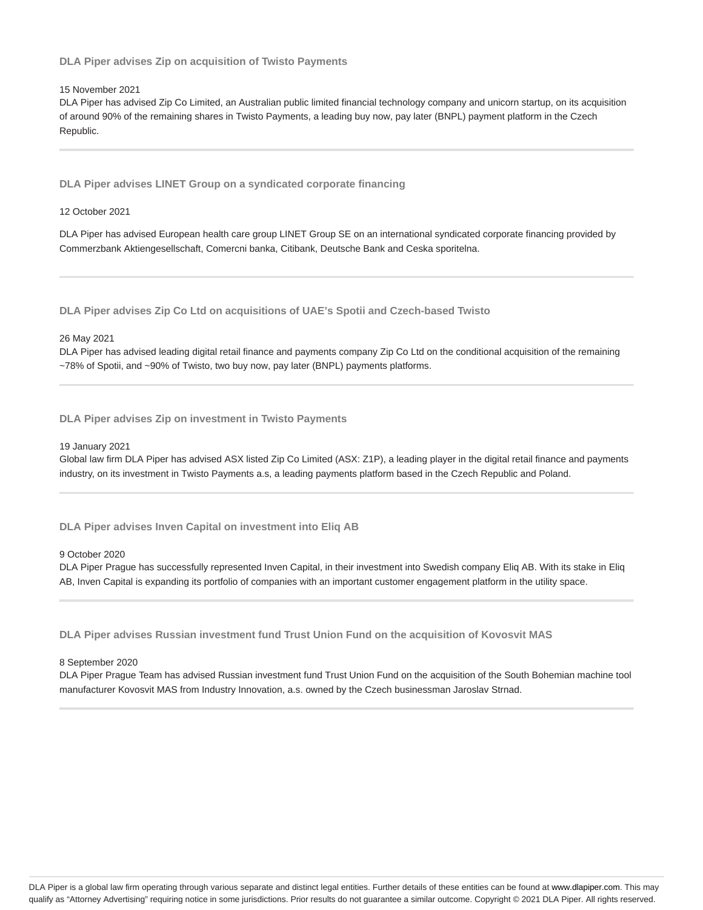### DLA Piper advises Zip on acquisition of Twisto Payments

15 November 2021

DLA Piper has advised Zip Co Limited, an Australian public limited financial technology company and unicorn startup, on its acquisition of around 90% of the remaining shares in Twisto Payments, a leading buy now, pay later (BNPL) payment platform in the Czech Republic.

---

### DLA Piper advises LINET Group on a syndicated corporate financing

12 October 2021

DLA Piper has advised European health care group LINET Group SE on an international syndicated corporate financing provided by Commerzbank Aktiengesellschaft, Comercni banka, Citibank, Deutsche Bank and Ceska sporitelna.

---

### DLA Piper advises Zip Co Ltd on acquisitions of UAE's Spotii and Czech-based Twisto

26 May 2021

DLA Piper has advised leading digital retail finance and payments company Zip Co Ltd on the conditional acquisition of the remaining ~78% of Spotii, and ~90% of Twisto, two buy now, pay later (BNPL) payments platforms.

---

### DLA Piper advises Zip on investment in Twisto Payments

19 January 2021

Global law firm DLA Piper has advised ASX listed Zip Co Limited (ASX: Z1P), a leading player in the digital retail finance and payments industry, on its investment in Twisto Payments a.s, a leading payments platform based in the Czech Republic and Poland.

---

### DLA Piper advises Inven Capital on investment into Eliq AB

9 October 2020

DLA Piper Prague has successfully represented Inven Capital, in their investment into Swedish company Eliq AB. With its stake in Eliq AB, Inven Capital is expanding its portfolio of companies with an important customer engagement platform in the utility space.

---

### DLA Piper advises Russian investment fund Trust Union Fund on the acquisition of Kovosvit MAS

8 September 2020

DLA Piper Prague Team has advised Russian investment fund Trust Union Fund on the acquisition of the South Bohemian machine tool manufacturer Kovosvit MAS from Industry Innovation, a.s. owned by the Czech businessman Jaroslav Strnad.

---

DLA Piper is a global law firm operating through various separate and distinct legal entities. Further details of these entities can be found at www.dlapiper.com. This may qualify as "Attorney Advertising" requiring notice in some jurisdictions. Prior results do not guarantee a similar outcome. Copyright © 2021 DLA Piper. All rights reserved.